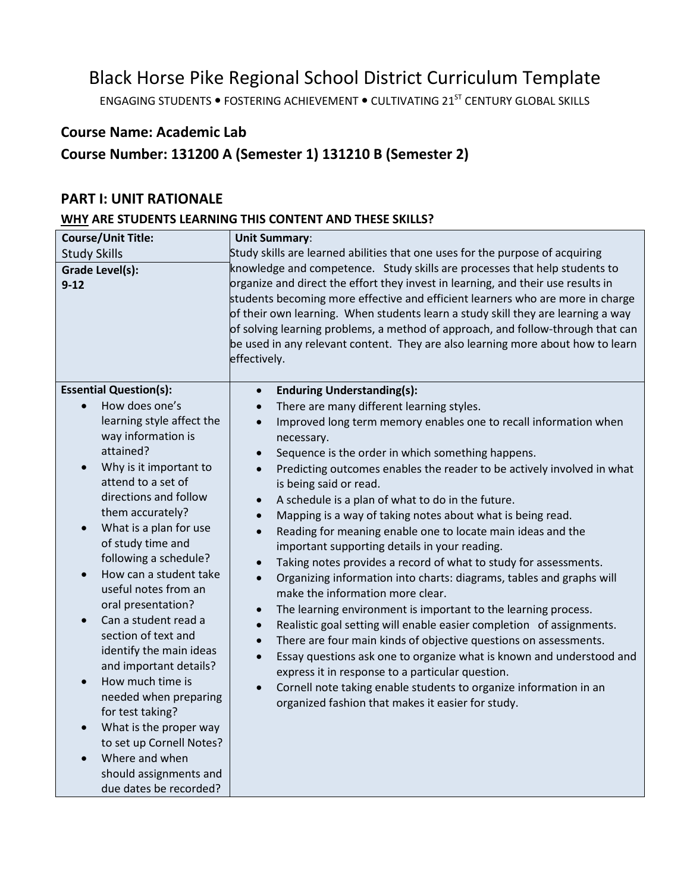# Black Horse Pike Regional School District Curriculum Template

ENGAGING STUDENTS • FOSTERING ACHIEVEMENT • CULTIVATING 21ST CENTURY GLOBAL SKILLS

## Course Name: Academic Lab

## Course Number: 131200 A (Semester 1) 131210 B (Semester 2)

## PART I: UNIT RATIONALE

### WHY ARE STUDENTS LEARNING THIS CONTENT AND THESE SKILLS?

| **Course/Unit Title:**<br>Study Skills<br><br>**Grade Level(s):**<br>**9-12** | **Unit Summary**:<br>Study skills are learned abilities that one uses for the purpose of acquiring knowledge and competence. Study skills are processes that help students to organize and direct the effort they invest in learning, and their use results in students becoming more effective and efficient learners who are more in charge of their own learning. When students learn a study skill they are learning a way of solving learning problems, a method of approach, and follow-through that can be used in any relevant content. They are also learning more about how to learn effectively. |
|---|---|
| **Essential Question(s):**<br>• How does one's learning style affect the way information is attained?<br>• Why is it important to attend to a set of directions and follow them accurately?<br>• What is a plan for use of study time and following a schedule?<br>• How can a student take useful notes from an oral presentation?<br>• Can a student read a section of text and identify the main ideas and important details?<br>• How much time is needed when preparing for test taking?<br>• What is the proper way to set up Cornell Notes?<br>• Where and when should assignments and due dates be recorded? | • **Enduring Understanding(s):**<br>• There are many different learning styles.<br>• Improved long term memory enables one to recall information when necessary.<br>• Sequence is the order in which something happens.<br>• Predicting outcomes enables the reader to be actively involved in what is being said or read.<br>• A schedule is a plan of what to do in the future.<br>• Mapping is a way of taking notes about what is being read.<br>• Reading for meaning enable one to locate main ideas and the important supporting details in your reading.<br>• Taking notes provides a record of what to study for assessments.<br>• Organizing information into charts: diagrams, tables and graphs will make the information more clear.<br>• The learning environment is important to the learning process.<br>• Realistic goal setting will enable easier completion of assignments.<br>• There are four main kinds of objective questions on assessments.<br>• Essay questions ask one to organize what is known and understood and express it in response to a particular question.<br>• Cornell note taking enable students to organize information in an organized fashion that makes it easier for study. |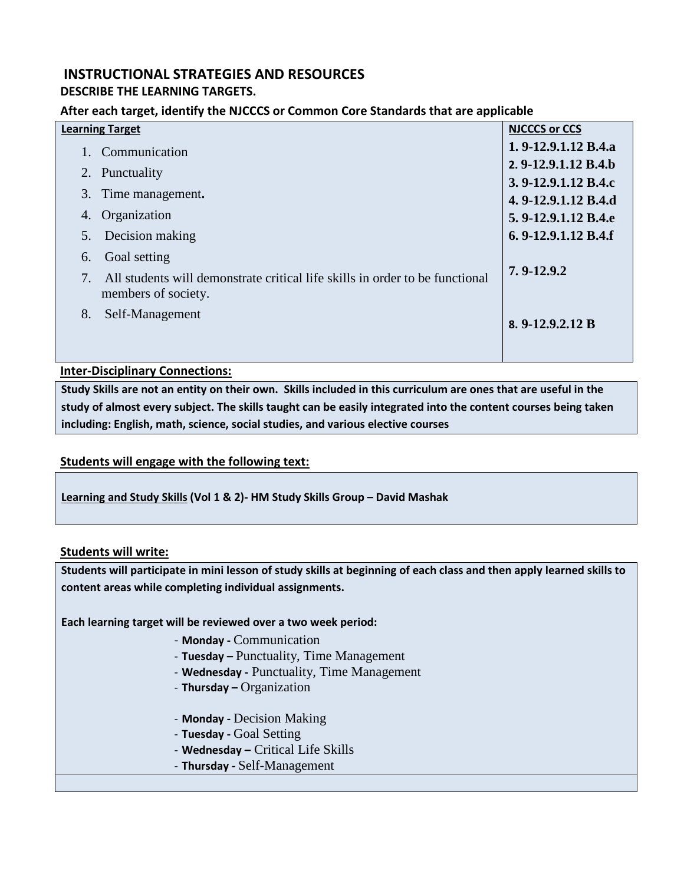## INSTRUCTIONAL STRATEGIES AND RESOURCES

**DESCRIBE THE LEARNING TARGETS.**

**After each target, identify the NJCCCS or Common Core Standards that are applicable**

| Learning Target | NJCCCS or CCS |
|---|---|
| 1. Communication | **1. 9-12.9.1.12 B.4.a** |
| 2. Punctuality | **2. 9-12.9.1.12 B.4.b** |
| 3. Time management**.** | **3. 9-12.9.1.12 B.4.c** |
| 4. Organization | **4. 9-12.9.1.12 B.4.d** |
| 5. Decision making | **5. 9-12.9.1.12 B.4.e** |
| 6. Goal setting | **6. 9-12.9.1.12 B.4.f** |
| 7. All students will demonstrate critical life skills in order to be functional members of society. | **7. 9-12.9.2** |
| 8. Self-Management | **8. 9-12.9.2.12 B** |

**Inter-Disciplinary Connections:**

**Study Skills are not an entity on their own. Skills included in this curriculum are ones that are useful in the study of almost every subject. The skills taught can be easily integrated into the content courses being taken including: English, math, science, social studies, and various elective courses**

**Students will engage with the following text:**

**Learning and Study Skills (Vol 1 & 2)- HM Study Skills Group – David Mashak**

**Students will write:**

**Students will participate in mini lesson of study skills at beginning of each class and then apply learned skills to content areas while completing individual assignments.**

**Each learning target will be reviewed over a two week period:**

- **Monday -** Communication
- **Tuesday –** Punctuality, Time Management
- **Wednesday -** Punctuality, Time Management
- **Thursday –** Organization

- **Monday -** Decision Making
- **Tuesday -** Goal Setting
- **Wednesday –** Critical Life Skills
- **Thursday -** Self-Management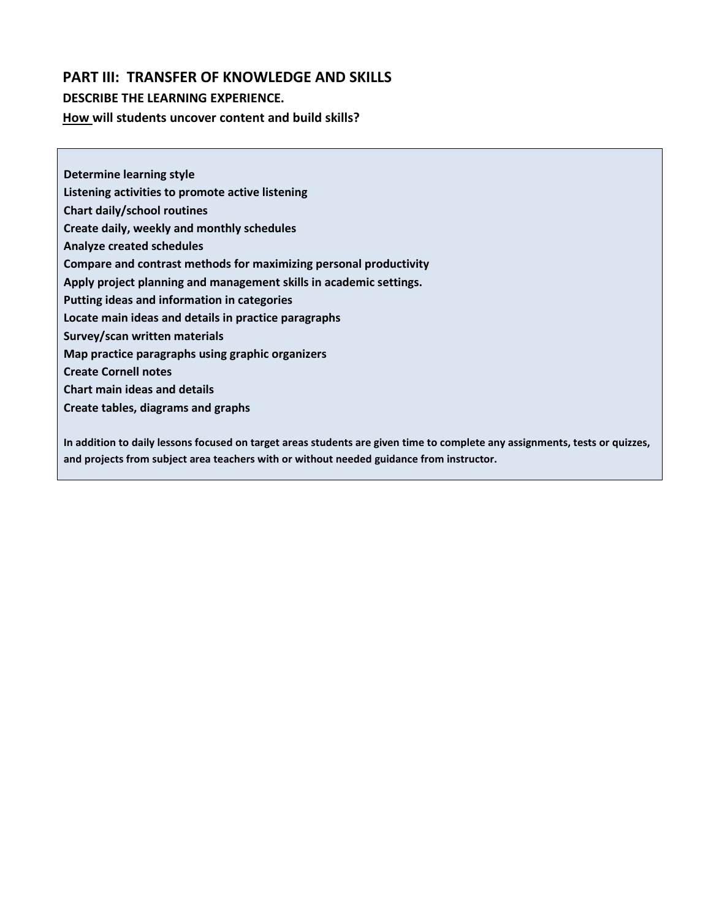## PART III: TRANSFER OF KNOWLEDGE AND SKILLS

### DESCRIBE THE LEARNING EXPERIENCE.

**How will students uncover content and build skills?**

**Determine learning style**
**Listening activities to promote active listening**
**Chart daily/school routines**
**Create daily, weekly and monthly schedules**
**Analyze created schedules**
**Compare and contrast methods for maximizing personal productivity**
**Apply project planning and management skills in academic settings.**
**Putting ideas and information in categories**
**Locate main ideas and details in practice paragraphs**
**Survey/scan written materials**
**Map practice paragraphs using graphic organizers**
**Create Cornell notes**
**Chart main ideas and details**
**Create tables, diagrams and graphs**

**In addition to daily lessons focused on target areas students are given time to complete any assignments, tests or quizzes, and projects from subject area teachers with or without needed guidance from instructor.**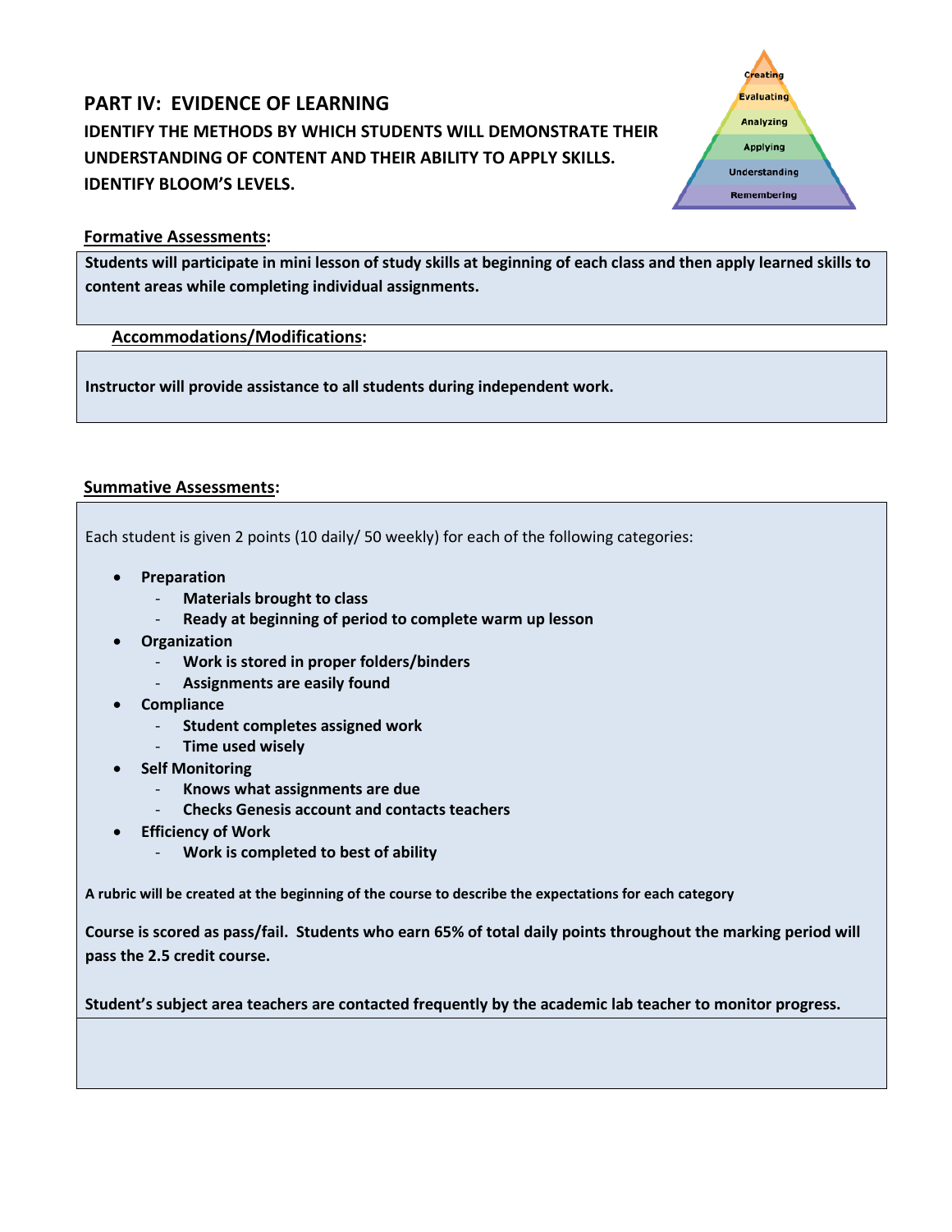## PART IV: EVIDENCE OF LEARNING

### IDENTIFY THE METHODS BY WHICH STUDENTS WILL DEMONSTRATE THEIR UNDERSTANDING OF CONTENT AND THEIR ABILITY TO APPLY SKILLS. IDENTIFY BLOOM'S LEVELS.

Creating
Evaluating
Analyzing
Applying
Understanding
Remembering

**Formative Assessments:**

**Students will participate in mini lesson of study skills at beginning of each class and then apply learned skills to content areas while completing individual assignments.**

**Accommodations/Modifications:**

**Instructor will provide assistance to all students during independent work.**

**Summative Assessments:**

Each student is given 2 points (10 daily/ 50 weekly) for each of the following categories:

- **Preparation**
  - **Materials brought to class**
  - **Ready at beginning of period to complete warm up lesson**
- **Organization**
  - **Work is stored in proper folders/binders**
  - **Assignments are easily found**
- **Compliance**
  - **Student completes assigned work**
  - **Time used wisely**
- **Self Monitoring**
  - **Knows what assignments are due**
  - **Checks Genesis account and contacts teachers**
- **Efficiency of Work**
  - **Work is completed to best of ability**

**A rubric will be created at the beginning of the course to describe the expectations for each category**

**Course is scored as pass/fail. Students who earn 65% of total daily points throughout the marking period will pass the 2.5 credit course.**

**Student's subject area teachers are contacted frequently by the academic lab teacher to monitor progress.**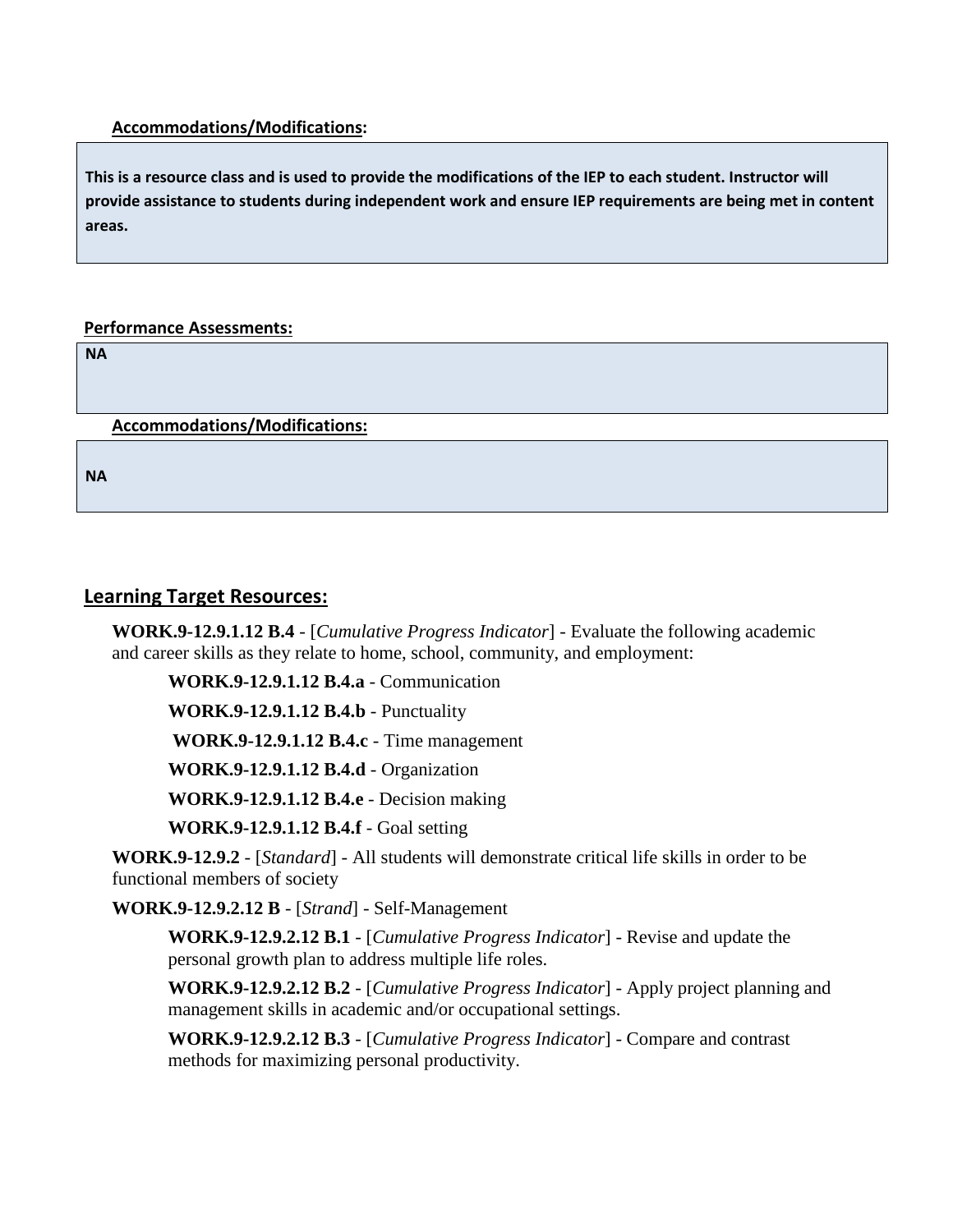**Accommodations/Modifications:**

| |
|---|
| **This is a resource class and is used to provide the modifications of the IEP to each student. Instructor will provide assistance to students during independent work and ensure IEP requirements are being met in content areas.** |

**Performance Assessments:**

| |
|---|
| **NA** |

**Accommodations/Modifications:**

| |
|---|
| **NA** |

## Learning Target Resources:

**WORK.9-12.9.1.12 B.4** - [*Cumulative Progress Indicator*] - Evaluate the following academic and career skills as they relate to home, school, community, and employment:

- **WORK.9-12.9.1.12 B.4.a** - Communication
- **WORK.9-12.9.1.12 B.4.b** - Punctuality
- **WORK.9-12.9.1.12 B.4.c** - Time management
- **WORK.9-12.9.1.12 B.4.d** - Organization
- **WORK.9-12.9.1.12 B.4.e** - Decision making
- **WORK.9-12.9.1.12 B.4.f** - Goal setting

**WORK.9-12.9.2** - [*Standard*] - All students will demonstrate critical life skills in order to be functional members of society

**WORK.9-12.9.2.12 B** - [*Strand*] - Self-Management

- **WORK.9-12.9.2.12 B.1** - [*Cumulative Progress Indicator*] - Revise and update the personal growth plan to address multiple life roles.
- **WORK.9-12.9.2.12 B.2** - [*Cumulative Progress Indicator*] - Apply project planning and management skills in academic and/or occupational settings.
- **WORK.9-12.9.2.12 B.3** - [*Cumulative Progress Indicator*] - Compare and contrast methods for maximizing personal productivity.